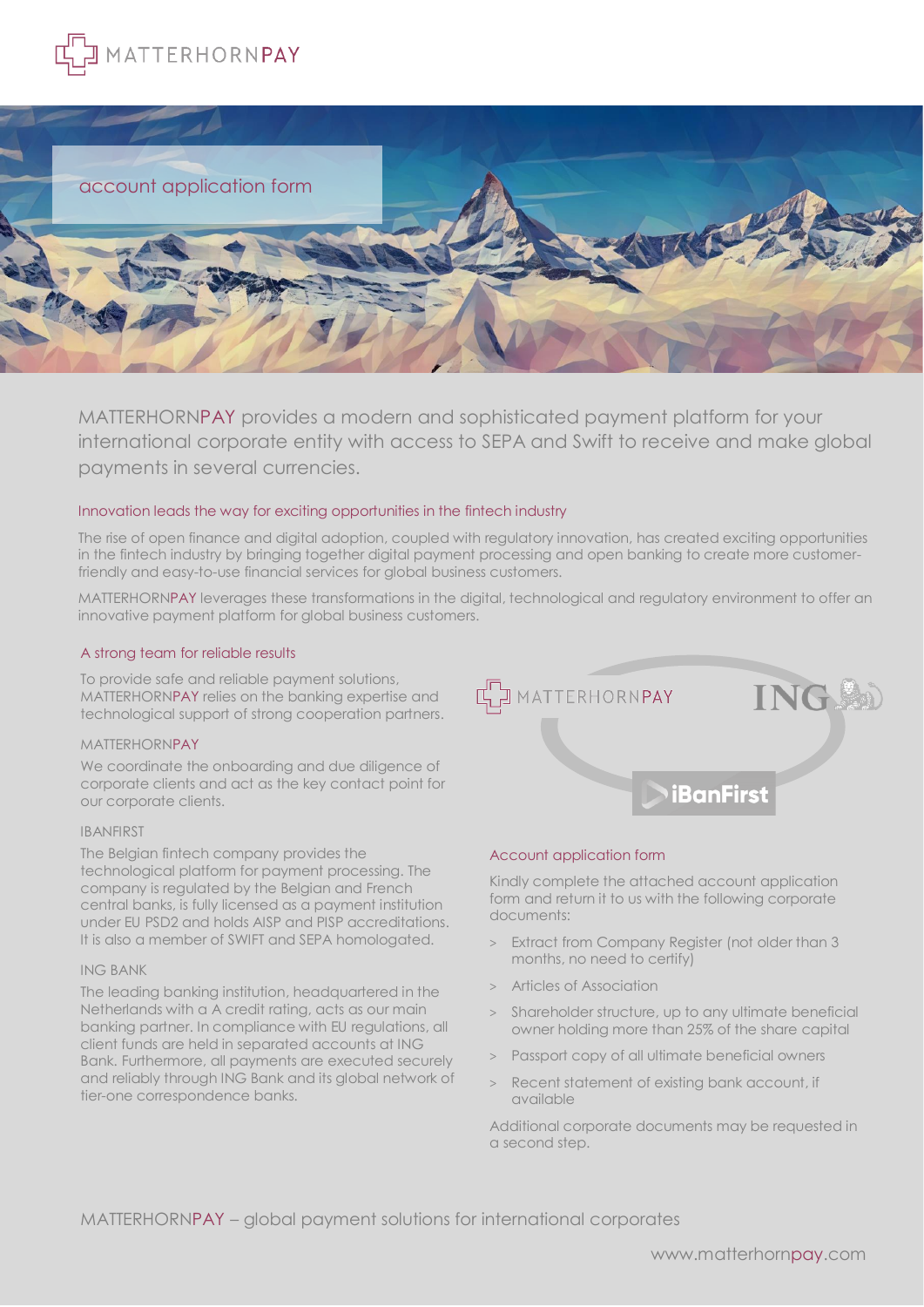MATTERHORNPAY

# account application form

MATTERHORNPAY provides a modern and sophisticated payment platform for your international corporate entity with access to SEPA and Swift to receive and make global payments in several currencies.

## Innovation leads the way for exciting opportunities in the fintech industry

The rise of open finance and digital adoption, coupled with regulatory innovation, has created exciting opportunities in the fintech industry by bringing together digital payment processing and open banking to create more customer-friendly and easy-to-use financial services for global business customers.

MATTERHORNPAY leverages these transformations in the digital, technological and regulatory environment to offer an innovative payment platform for global business customers.

## A strong team for reliable results

To provide safe and reliable payment solutions, MATTERHORNPAY relies on the banking expertise and technological support of strong cooperation partners.

### MATTERHORNPAY

We coordinate the onboarding and due diligence of corporate clients and act as the key contact point for our corporate clients.

### IBANFIRST

The Belgian fintech company provides the technological platform for payment processing. The company is regulated by the Belgian and French central banks, is fully licensed as a payment institution under EU PSD2 and holds AISP and PISP accreditations. It is also a member of SWIFT and SEPA homologated.

### ING BANK

The leading banking institution, headquartered in the Netherlands with a A credit rating, acts as our main banking partner. In compliance with EU regulations, all client funds are held in separated accounts at ING Bank. Furthermore, all payments are executed securely and reliably through ING Bank and its global network of tier-one correspondence banks.

MATTERHORNPAY — ING — iBanFirst

## Account application form

Kindly complete the attached account application form and return it to us with the following corporate documents:

- Extract from Company Register (not older than 3 months, no need to certify)
- Articles of Association
- Shareholder structure, up to any ultimate beneficial owner holding more than 25% of the share capital
- Passport copy of all ultimate beneficial owners
- Recent statement of existing bank account, if available

Additional corporate documents may be requested in a second step.

MATTERHORNPAY – global payment solutions for international corporates

www.matterhornpay.com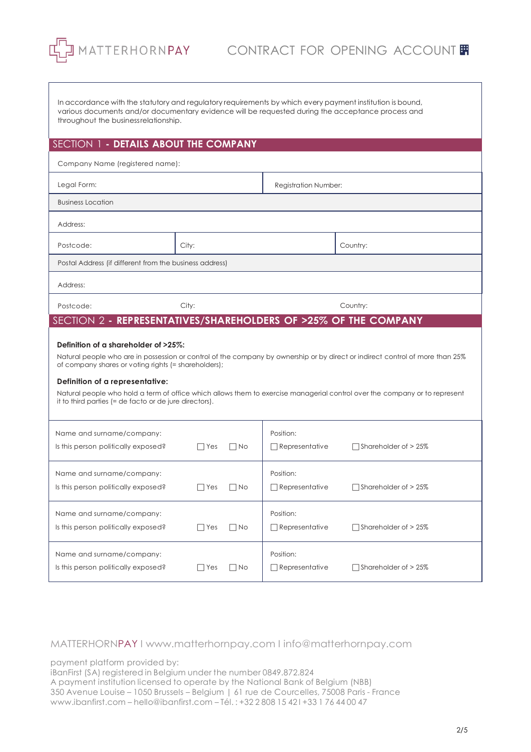# MATTERHORNPAY — CONTRACT FOR OPENING ACCOUNT

In accordance with the statutory and regulatory requirements by which every payment institution is bound, various documents and/or documentary evidence will be requested during the acceptance process and throughout the business relationship.

## SECTION 1 - DETAILS ABOUT THE COMPANY

| Company Name (registered name): | | |
|---|---|---|
| Legal Form: | Registration Number: | |
| **Business Location** | | |
| Address: | | |
| Postcode: | City: | Country: |
| **Postal Address (if different from the business address)** | | |
| Address: | | |
| Postcode: | City: | Country: |

## SECTION 2 - REPRESENTATIVES/SHAREHOLDERS OF >25% OF THE COMPANY

**Definition of a shareholder of >25%:**

Natural people who are in possession or control of the company by ownership or by direct or indirect control of more than 25% of company shares or voting rights (= shareholders);

**Definition of a representative:**

Natural people who hold a term of office which allows them to exercise managerial control over the company or to represent it to third parties (= de facto or de jure directors).

| Name and surname/company: | Position: |
|---|---|
| Is this person politically exposed? ☐ Yes ☐ No | ☐ Representative ☐ Shareholder of > 25% |
| Name and surname/company: | Position: |
| Is this person politically exposed? ☐ Yes ☐ No | ☐ Representative ☐ Shareholder of > 25% |
| Name and surname/company: | Position: |
| Is this person politically exposed? ☐ Yes ☐ No | ☐ Representative ☐ Shareholder of > 25% |
| Name and surname/company: | Position: |
| Is this person politically exposed? ☐ Yes ☐ No | ☐ Representative ☐ Shareholder of > 25% |

MATTERHORNPAY I www.matterhornpay.com I info@matterhornpay.com

payment platform provided by:
iBanFirst (SA) registered in Belgium under the number 0849.872.824
A payment institution licensed to operate by the National Bank of Belgium (NBB)
350 Avenue Louise – 1050 Brussels – Belgium | 61 rue de Courcelles, 75008 Paris - France
www.ibanfirst.com – hello@ibanfirst.com – Tél. : +32 2 808 15 42 I +33 1 76 44 00 47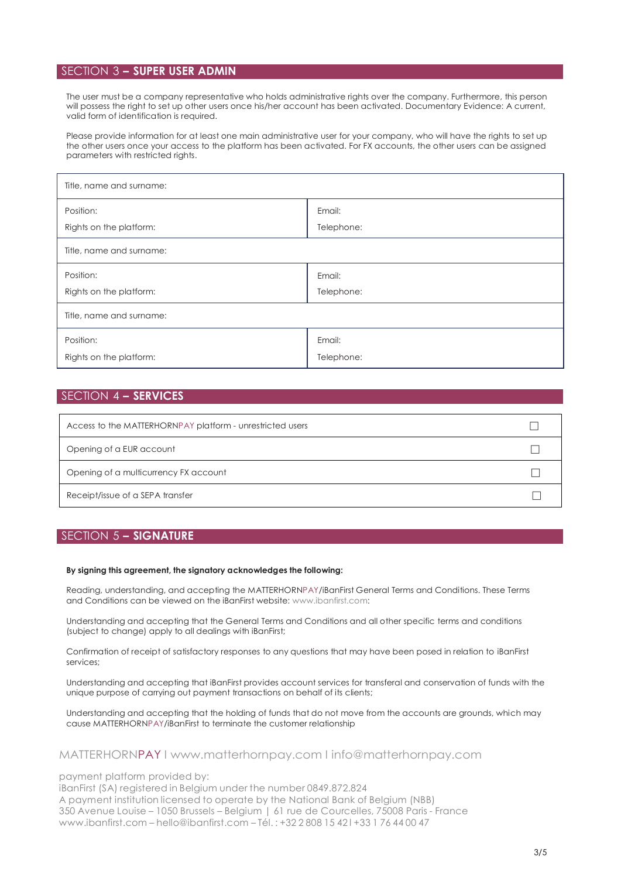## SECTION 3 – SUPER USER ADMIN

The user must be a company representative who holds administrative rights over the company. Furthermore, this person will possess the right to set up other users once his/her account has been activated. Documentary Evidence: A current, valid form of identification is required.

Please provide information for at least one main administrative user for your company, who will have the rights to set up the other users once your access to the platform has been activated. For FX accounts, the other users can be assigned parameters with restricted rights.

| Title, name and surname: | |
|---|---|
| Position:<br>Rights on the platform: | Email:<br>Telephone: |
| Title, name and surname: | |
| Position:<br>Rights on the platform: | Email:<br>Telephone: |
| Title, name and surname: | |
| Position:<br>Rights on the platform: | Email:<br>Telephone: |

## SECTION 4 – SERVICES

| Service | |
|---|---|
| Access to the MATTERHORNPAY platform - unrestricted users | ☐ |
| Opening of a EUR account | ☐ |
| Opening of a multicurrency FX account | ☐ |
| Receipt/issue of a SEPA transfer | ☐ |

## SECTION 5 – SIGNATURE

**By signing this agreement, the signatory acknowledges the following:**

Reading, understanding, and accepting the MATTERHORNPAY/iBanFirst General Terms and Conditions. These Terms and Conditions can be viewed on the iBanFirst website: www.ibanfirst.com:

Understanding and accepting that the General Terms and Conditions and all other specific terms and conditions (subject to change) apply to all dealings with iBanFirst;

Confirmation of receipt of satisfactory responses to any questions that may have been posed in relation to iBanFirst services;

Understanding and accepting that iBanFirst provides account services for transferal and conservation of funds with the unique purpose of carrying out payment transactions on behalf of its clients;

Understanding and accepting that the holding of funds that do not move from the accounts are grounds, which may cause MATTERHORNPAY/iBanFirst to terminate the customer relationship

MATTERHORNPAY I www.matterhornpay.com I info@matterhornpay.com

payment platform provided by:
iBanFirst (SA) registered in Belgium under the number 0849.872.824
A payment institution licensed to operate by the National Bank of Belgium (NBB)
350 Avenue Louise – 1050 Brussels – Belgium | 61 rue de Courcelles, 75008 Paris - France
www.ibanfirst.com – hello@ibanfirst.com – Tél. : +32 2 808 15 42 I +33 1 76 44 00 47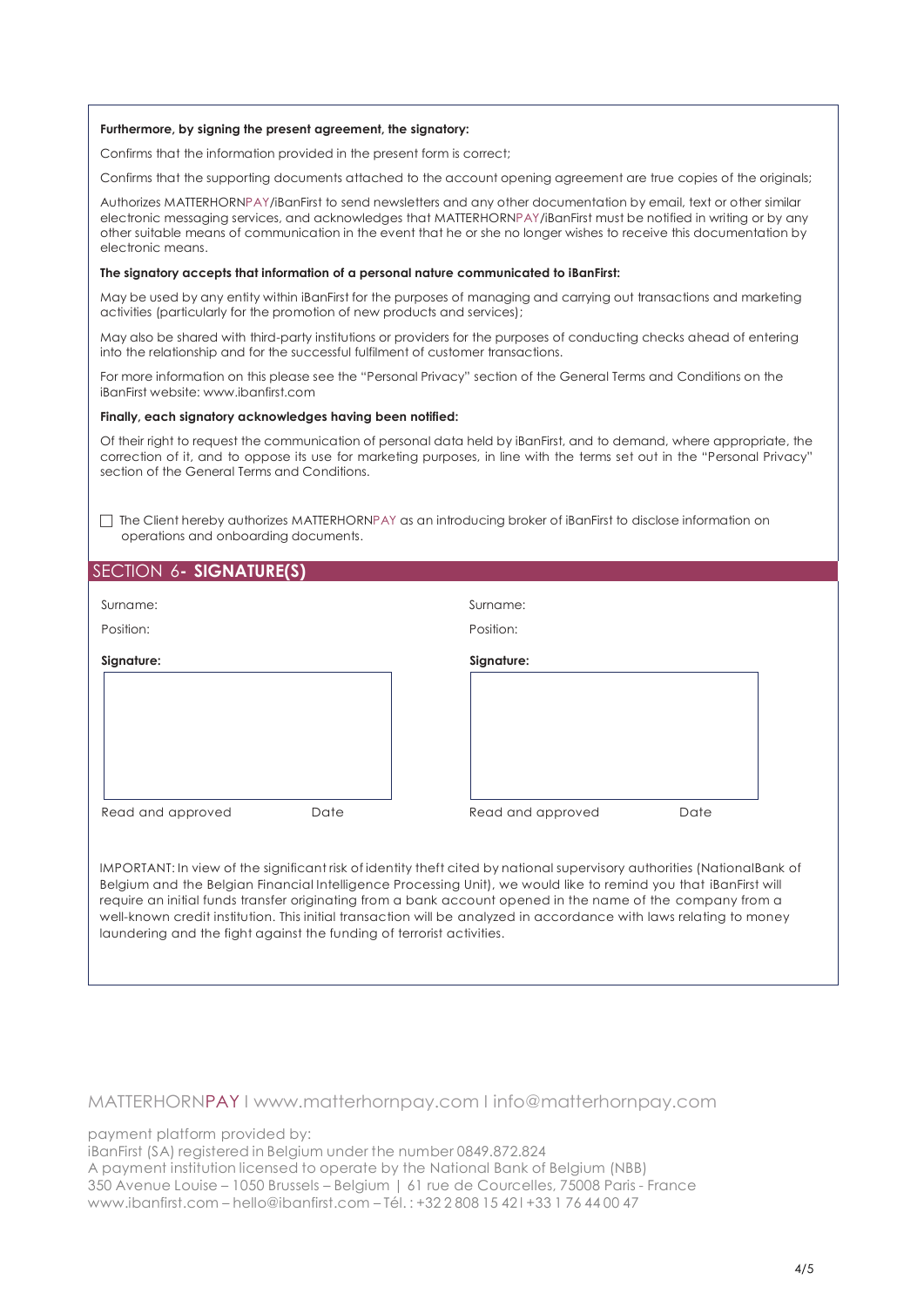**Furthermore, by signing the present agreement, the signatory:**

Confirms that the information provided in the present form is correct;

Confirms that the supporting documents attached to the account opening agreement are true copies of the originals;

Authorizes MATTERHORNPAY/iBanFirst to send newsletters and any other documentation by email, text or other similar electronic messaging services, and acknowledges that MATTERHORNPAY/iBanFirst must be notified in writing or by any other suitable means of communication in the event that he or she no longer wishes to receive this documentation by electronic means.

**The signatory accepts that information of a personal nature communicated to iBanFirst:**

May be used by any entity within iBanFirst for the purposes of managing and carrying out transactions and marketing activities (particularly for the promotion of new products and services);

May also be shared with third-party institutions or providers for the purposes of conducting checks ahead of entering into the relationship and for the successful fulfilment of customer transactions.

For more information on this please see the "Personal Privacy" section of the General Terms and Conditions on the iBanFirst website: www.ibanfirst.com

**Finally, each signatory acknowledges having been notified:**

Of their right to request the communication of personal data held by iBanFirst, and to demand, where appropriate, the correction of it, and to oppose its use for marketing purposes, in line with the terms set out in the "Personal Privacy" section of the General Terms and Conditions.

☐ The Client hereby authorizes MATTERHORNPAY as an introducing broker of iBanFirst to disclose information on operations and onboarding documents.

## SECTION 6- **SIGNATURE(S)**

| | |
|---|---|
| Surname: | Surname: |
| Position: | Position: |
| **Signature:** | **Signature:** |
| | |
| Read and approved    Date | Read and approved    Date |

IMPORTANT: In view of the significant risk of identity theft cited by national supervisory authorities (NationalBank of Belgium and the Belgian Financial Intelligence Processing Unit), we would like to remind you that iBanFirst will require an initial funds transfer originating from a bank account opened in the name of the company from a well-known credit institution. This initial transaction will be analyzed in accordance with laws relating to money laundering and the fight against the funding of terrorist activities.

MATTERHORNPAY I www.matterhornpay.com I info@matterhornpay.com

payment platform provided by:
iBanFirst (SA) registered in Belgium under the number 0849.872.824
A payment institution licensed to operate by the National Bank of Belgium (NBB)
350 Avenue Louise – 1050 Brussels – Belgium | 61 rue de Courcelles, 75008 Paris - France
www.ibanfirst.com – hello@ibanfirst.com – Tél. : +32 2 808 15 42I +33 1 76 44 00 47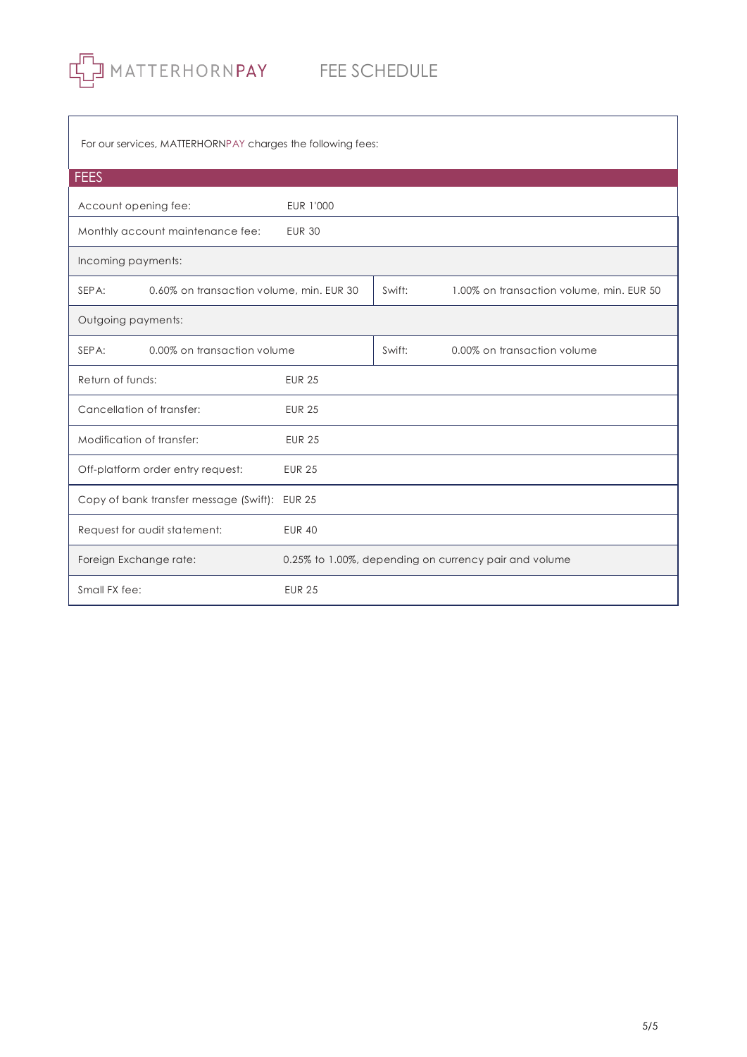# FEE SCHEDULE

For our services, MATTERHORNPAY charges the following fees:

## FEES

| | | | |
|---|---|---|---|
| Account opening fee: | EUR 1'000 | | |
| Monthly account maintenance fee: | EUR 30 | | |
| Incoming payments: | | | |
| SEPA: | 0.60% on transaction volume, min. EUR 30 | Swift: | 1.00% on transaction volume, min. EUR 50 |
| Outgoing payments: | | | |
| SEPA: | 0.00% on transaction volume | Swift: | 0.00% on transaction volume |
| Return of funds: | EUR 25 | | |
| Cancellation of transfer: | EUR 25 | | |
| Modification of transfer: | EUR 25 | | |
| Off-platform order entry request: | EUR 25 | | |
| Copy of bank transfer message (Swift): | EUR 25 | | |
| Request for audit statement: | EUR 40 | | |
| Foreign Exchange rate: | 0.25% to 1.00%, depending on currency pair and volume | | |
| Small FX fee: | EUR 25 | | |